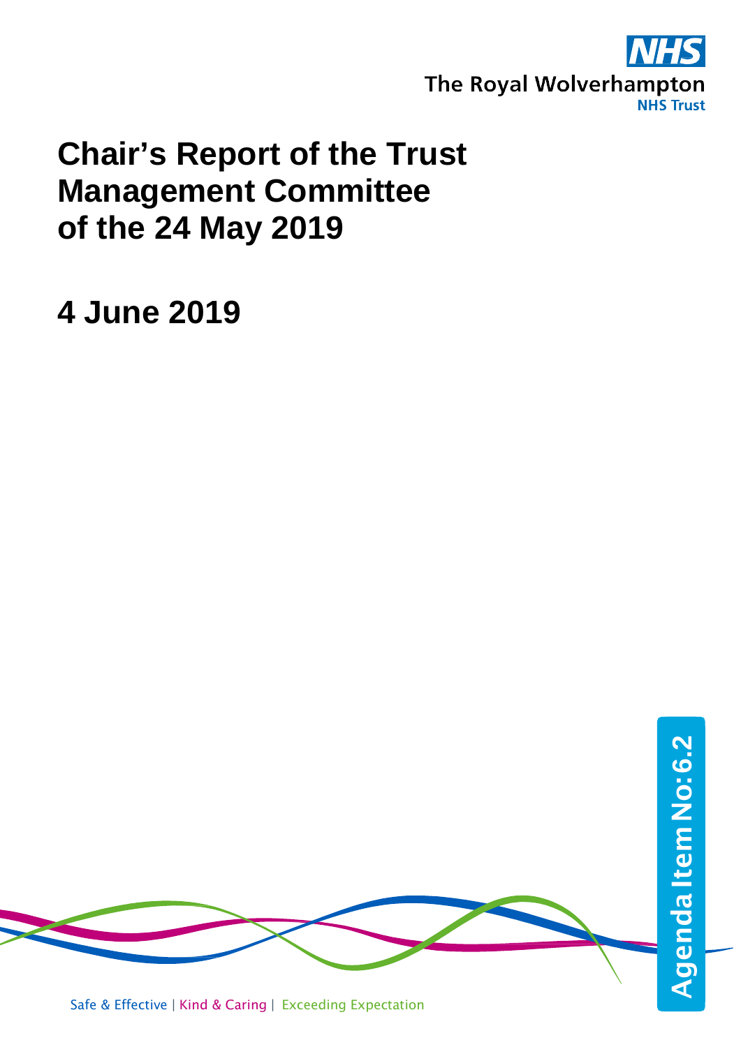The Royal Wolverhampton NHS Trust

# Chair's Report of the Trust Management Committee of the 24 May 2019

## 4 June 2019

Agenda Item No: 6.2

Safe & Effective | Kind & Caring | Exceeding Expectation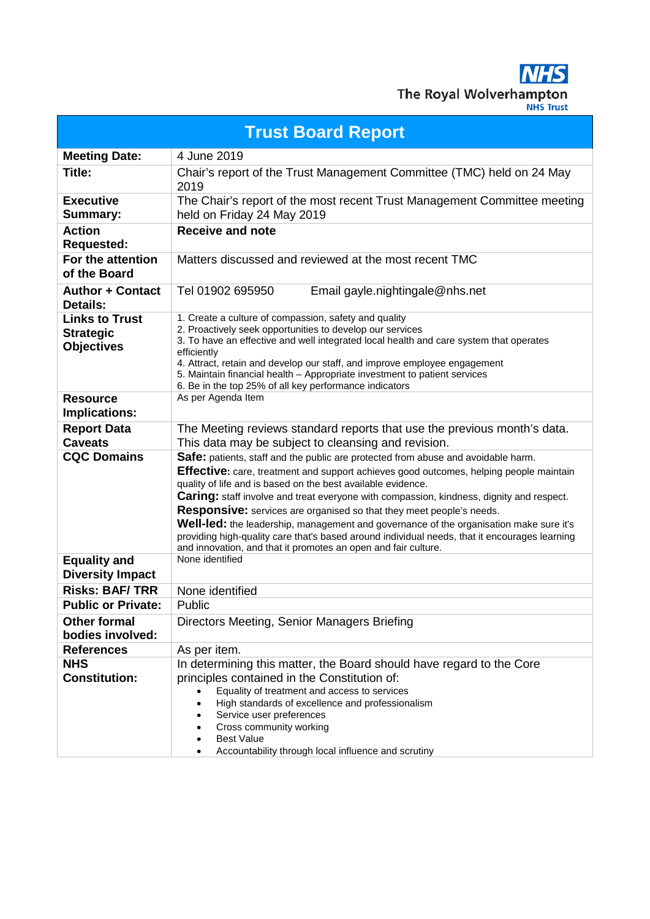The Royal Wolverhampton NHS Trust

# Trust Board Report

| | |
|---|---|
| **Meeting Date:** | 4 June 2019 |
| **Title:** | Chair's report of the Trust Management Committee (TMC) held on 24 May 2019 |
| **Executive Summary:** | The Chair's report of the most recent Trust Management Committee meeting held on Friday 24 May 2019 |
| **Action Requested:** | **Receive and note** |
| **For the attention of the Board** | Matters discussed and reviewed at the most recent TMC |
| **Author + Contact Details:** | Tel 01902 695950 Email gayle.nightingale@nhs.net |
| **Links to Trust Strategic Objectives** | 1. Create a culture of compassion, safety and quality<br>2. Proactively seek opportunities to develop our services<br>3. To have an effective and well integrated local health and care system that operates efficiently<br>4. Attract, retain and develop our staff, and improve employee engagement<br>5. Maintain financial health – Appropriate investment to patient services<br>6. Be in the top 25% of all key performance indicators |
| **Resource Implications:** | As per Agenda Item |
| **Report Data Caveats** | The Meeting reviews standard reports that use the previous month's data. This data may be subject to cleansing and revision. |
| **CQC Domains** | **Safe:** patients, staff and the public are protected from abuse and avoidable harm.<br>**Effective:** care, treatment and support achieves good outcomes, helping people maintain quality of life and is based on the best available evidence.<br>**Caring:** staff involve and treat everyone with compassion, kindness, dignity and respect.<br>**Responsive:** services are organised so that they meet people's needs.<br>**Well-led:** the leadership, management and governance of the organisation make sure it's providing high-quality care that's based around individual needs, that it encourages learning and innovation, and that it promotes an open and fair culture. |
| **Equality and Diversity Impact** | None identified |
| **Risks: BAF/ TRR** | None identified |
| **Public or Private:** | Public |
| **Other formal bodies involved:** | Directors Meeting, Senior Managers Briefing |
| **References** | As per item. |
| **NHS Constitution:** | In determining this matter, the Board should have regard to the Core principles contained in the Constitution of:<br>• Equality of treatment and access to services<br>• High standards of excellence and professionalism<br>• Service user preferences<br>• Cross community working<br>• Best Value<br>• Accountability through local influence and scrutiny |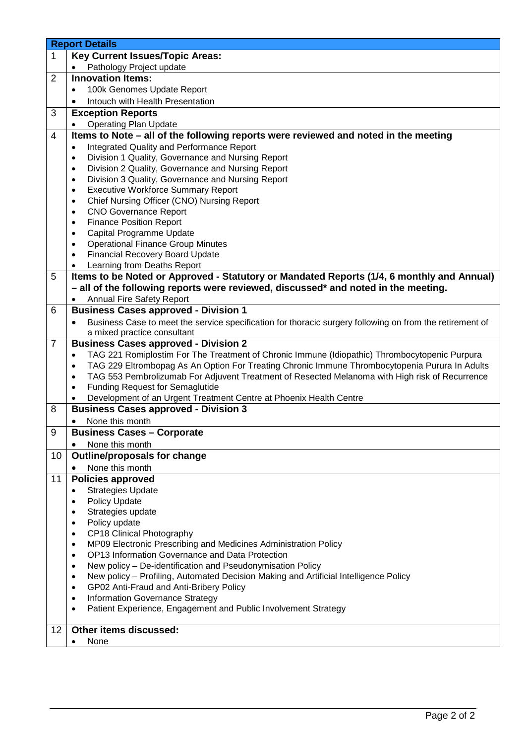| Report Details | |
|---|---|
| 1 | **Key Current Issues/Topic Areas:**<br>• Pathology Project update |
| 2 | **Innovation Items:**<br>• 100k Genomes Update Report<br>• Intouch with Health Presentation |
| 3 | **Exception Reports**<br>• Operating Plan Update |
| 4 | **Items to Note – all of the following reports were reviewed and noted in the meeting**<br>• Integrated Quality and Performance Report<br>• Division 1 Quality, Governance and Nursing Report<br>• Division 2 Quality, Governance and Nursing Report<br>• Division 3 Quality, Governance and Nursing Report<br>• Executive Workforce Summary Report<br>• Chief Nursing Officer (CNO) Nursing Report<br>• CNO Governance Report<br>• Finance Position Report<br>• Capital Programme Update<br>• Operational Finance Group Minutes<br>• Financial Recovery Board Update<br>• Learning from Deaths Report |
| 5 | **Items to be Noted or Approved - Statutory or Mandated Reports (1/4, 6 monthly and Annual) – all of the following reports were reviewed, discussed* and noted in the meeting.**<br>• Annual Fire Safety Report |
| 6 | **Business Cases approved - Division 1**<br>• Business Case to meet the service specification for thoracic surgery following on from the retirement of a mixed practice consultant |
| 7 | **Business Cases approved - Division 2**<br>• TAG 221 Romiplostim For The Treatment of Chronic Immune (Idiopathic) Thrombocytopenic Purpura<br>• TAG 229 Eltrombopag As An Option For Treating Chronic Immune Thrombocytopenia Purura In Adults<br>• TAG 553 Pembrolizumab For Adjuvent Treatment of Resected Melanoma with High risk of Recurrence<br>• Funding Request for Semaglutide<br>• Development of an Urgent Treatment Centre at Phoenix Health Centre |
| 8 | **Business Cases approved - Division 3**<br>• None this month |
| 9 | **Business Cases – Corporate**<br>• None this month |
| 10 | **Outline/proposals for change**<br>• None this month |
| 11 | **Policies approved**<br>• Strategies Update<br>• Policy Update<br>• Strategies update<br>• Policy update<br>• CP18 Clinical Photography<br>• MP09 Electronic Prescribing and Medicines Administration Policy<br>• OP13 Information Governance and Data Protection<br>• New policy – De-identification and Pseudonymisation Policy<br>• New policy – Profiling, Automated Decision Making and Artificial Intelligence Policy<br>• GP02 Anti-Fraud and Anti-Bribery Policy<br>• Information Governance Strategy<br>• Patient Experience, Engagement and Public Involvement Strategy |
| 12 | **Other items discussed:**<br>• None |